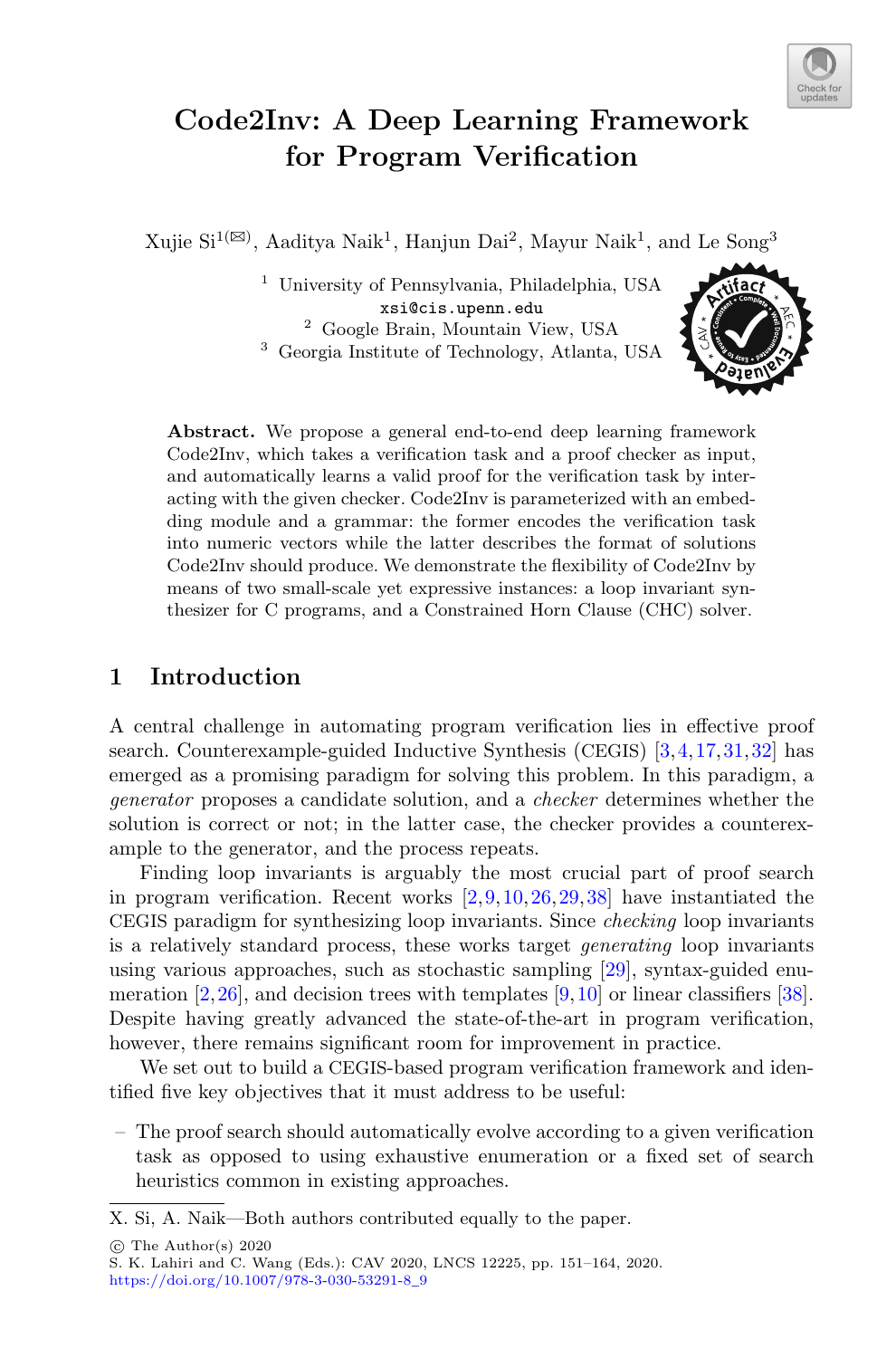# Code2Inv: A Deep Learning Framework for Program Verification

Xujie Si[1(✉)], Aaditya Naik[1], Hanjun Dai[2], Mayur Naik[1], and Le Song[3]

[1] University of Pennsylvania, Philadelphia, USA
xsi@cis.upenn.edu
[2] Google Brain, Mountain View, USA
[3] Georgia Institute of Technology, Atlanta, USA

**Abstract.** We propose a general end-to-end deep learning framework Code2Inv, which takes a verification task and a proof checker as input, and automatically learns a valid proof for the verification task by interacting with the given checker. Code2Inv is parameterized with an embedding module and a grammar: the former encodes the verification task into numeric vectors while the latter describes the format of solutions Code2Inv should produce. We demonstrate the flexibility of Code2Inv by means of two small-scale yet expressive instances: a loop invariant synthesizer for C programs, and a Constrained Horn Clause (CHC) solver.

## 1 Introduction

A central challenge in automating program verification lies in effective proof search. Counterexample-guided Inductive Synthesis (CEGIS) [3,4,17,31,32] has emerged as a promising paradigm for solving this problem. In this paradigm, a *generator* proposes a candidate solution, and a *checker* determines whether the solution is correct or not; in the latter case, the checker provides a counterexample to the generator, and the process repeats.

Finding loop invariants is arguably the most crucial part of proof search in program verification. Recent works [2,9,10,26,29,38] have instantiated the CEGIS paradigm for synthesizing loop invariants. Since *checking* loop invariants is a relatively standard process, these works target *generating* loop invariants using various approaches, such as stochastic sampling [29], syntax-guided enumeration [2,26], and decision trees with templates [9,10] or linear classifiers [38]. Despite having greatly advanced the state-of-the-art in program verification, however, there remains significant room for improvement in practice.

We set out to build a CEGIS-based program verification framework and identified five key objectives that it must address to be useful:

– The proof search should automatically evolve according to a given verification task as opposed to using exhaustive enumeration or a fixed set of search heuristics common in existing approaches.

X. Si, A. Naik—Both authors contributed equally to the paper.

© The Author(s) 2020
S. K. Lahiri and C. Wang (Eds.): CAV 2020, LNCS 12225, pp. 151–164, 2020.
https://doi.org/10.1007/978-3-030-53291-8_9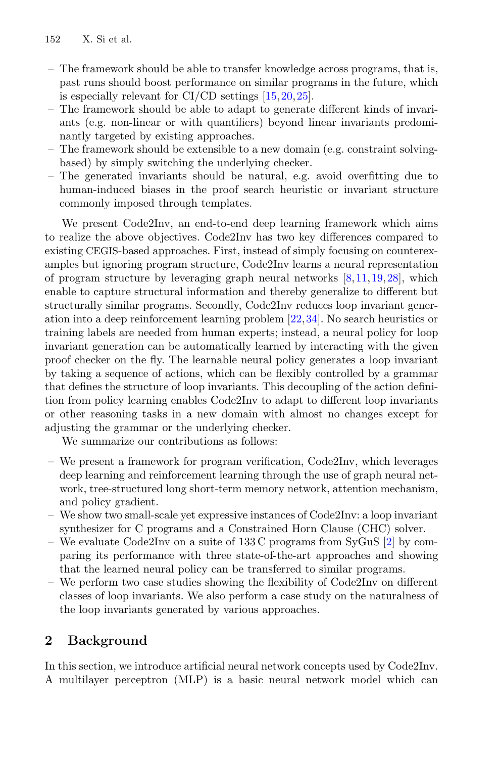- The framework should be able to transfer knowledge across programs, that is, past runs should boost performance on similar programs in the future, which is especially relevant for CI/CD settings [15,20,25].
- The framework should be able to adapt to generate different kinds of invariants (e.g. non-linear or with quantifiers) beyond linear invariants predominantly targeted by existing approaches.
- The framework should be extensible to a new domain (e.g. constraint solving-based) by simply switching the underlying checker.
- The generated invariants should be natural, e.g. avoid overfitting due to human-induced biases in the proof search heuristic or invariant structure commonly imposed through templates.

We present Code2Inv, an end-to-end deep learning framework which aims to realize the above objectives. Code2Inv has two key differences compared to existing CEGIS-based approaches. First, instead of simply focusing on counterexamples but ignoring program structure, Code2Inv learns a neural representation of program structure by leveraging graph neural networks [8,11,19,28], which enable to capture structural information and thereby generalize to different but structurally similar programs. Secondly, Code2Inv reduces loop invariant generation into a deep reinforcement learning problem [22,34]. No search heuristics or training labels are needed from human experts; instead, a neural policy for loop invariant generation can be automatically learned by interacting with the given proof checker on the fly. The learnable neural policy generates a loop invariant by taking a sequence of actions, which can be flexibly controlled by a grammar that defines the structure of loop invariants. This decoupling of the action definition from policy learning enables Code2Inv to adapt to different loop invariants or other reasoning tasks in a new domain with almost no changes except for adjusting the grammar or the underlying checker.

We summarize our contributions as follows:

- We present a framework for program verification, Code2Inv, which leverages deep learning and reinforcement learning through the use of graph neural network, tree-structured long short-term memory network, attention mechanism, and policy gradient.
- We show two small-scale yet expressive instances of Code2Inv: a loop invariant synthesizer for C programs and a Constrained Horn Clause (CHC) solver.
- We evaluate Code2Inv on a suite of 133 C programs from SyGuS [2] by comparing its performance with three state-of-the-art approaches and showing that the learned neural policy can be transferred to similar programs.
- We perform two case studies showing the flexibility of Code2Inv on different classes of loop invariants. We also perform a case study on the naturalness of the loop invariants generated by various approaches.

## 2 Background

In this section, we introduce artificial neural network concepts used by Code2Inv. A multilayer perceptron (MLP) is a basic neural network model which can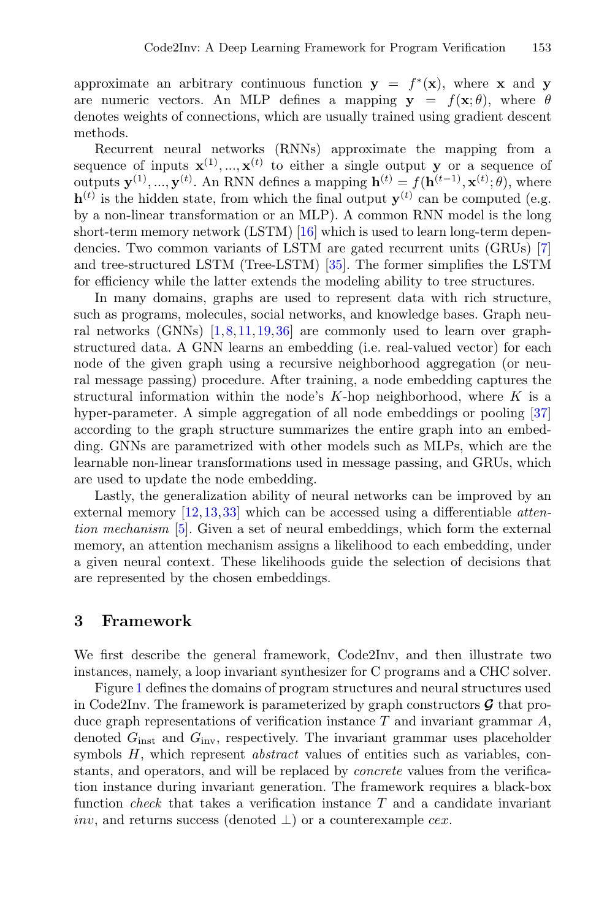approximate an arbitrary continuous function $\mathbf{y} = f^*(\mathbf{x})$, where $\mathbf{x}$ and $\mathbf{y}$ are numeric vectors. An MLP defines a mapping $\mathbf{y} = f(\mathbf{x}; \theta)$, where $\theta$ denotes weights of connections, which are usually trained using gradient descent methods.

Recurrent neural networks (RNNs) approximate the mapping from a sequence of inputs $\mathbf{x}^{(1)}, ..., \mathbf{x}^{(t)}$ to either a single output $\mathbf{y}$ or a sequence of outputs $\mathbf{y}^{(1)}, ..., \mathbf{y}^{(t)}$. An RNN defines a mapping $\mathbf{h}^{(t)} = f(\mathbf{h}^{(t-1)}, \mathbf{x}^{(t)}; \theta)$, where $\mathbf{h}^{(t)}$ is the hidden state, from which the final output $\mathbf{y}^{(t)}$ can be computed (e.g. by a non-linear transformation or an MLP). A common RNN model is the long short-term memory network (LSTM) [16] which is used to learn long-term dependencies. Two common variants of LSTM are gated recurrent units (GRUs) [7] and tree-structured LSTM (Tree-LSTM) [35]. The former simplifies the LSTM for efficiency while the latter extends the modeling ability to tree structures.

In many domains, graphs are used to represent data with rich structure, such as programs, molecules, social networks, and knowledge bases. Graph neural networks (GNNs) [1,8,11,19,36] are commonly used to learn over graph-structured data. A GNN learns an embedding (i.e. real-valued vector) for each node of the given graph using a recursive neighborhood aggregation (or neural message passing) procedure. After training, a node embedding captures the structural information within the node's $K$-hop neighborhood, where $K$ is a hyper-parameter. A simple aggregation of all node embeddings or pooling [37] according to the graph structure summarizes the entire graph into an embedding. GNNs are parametrized with other models such as MLPs, which are the learnable non-linear transformations used in message passing, and GRUs, which are used to update the node embedding.

Lastly, the generalization ability of neural networks can be improved by an external memory [12,13,33] which can be accessed using a differentiable *attention mechanism* [5]. Given a set of neural embeddings, which form the external memory, an attention mechanism assigns a likelihood to each embedding, under a given neural context. These likelihoods guide the selection of decisions that are represented by the chosen embeddings.

## 3 Framework

We first describe the general framework, Code2Inv, and then illustrate two instances, namely, a loop invariant synthesizer for C programs and a CHC solver.

Figure 1 defines the domains of program structures and neural structures used in Code2Inv. The framework is parameterized by graph constructors $\boldsymbol{\mathcal{G}}$ that produce graph representations of verification instance $T$ and invariant grammar $A$, denoted $G_{\text{inst}}$ and $G_{\text{inv}}$, respectively. The invariant grammar uses placeholder symbols $H$, which represent *abstract* values of entities such as variables, constants, and operators, and will be replaced by *concrete* values from the verification instance during invariant generation. The framework requires a black-box function *check* that takes a verification instance $T$ and a candidate invariant *inv*, and returns success (denoted $\perp$) or a counterexample *cex*.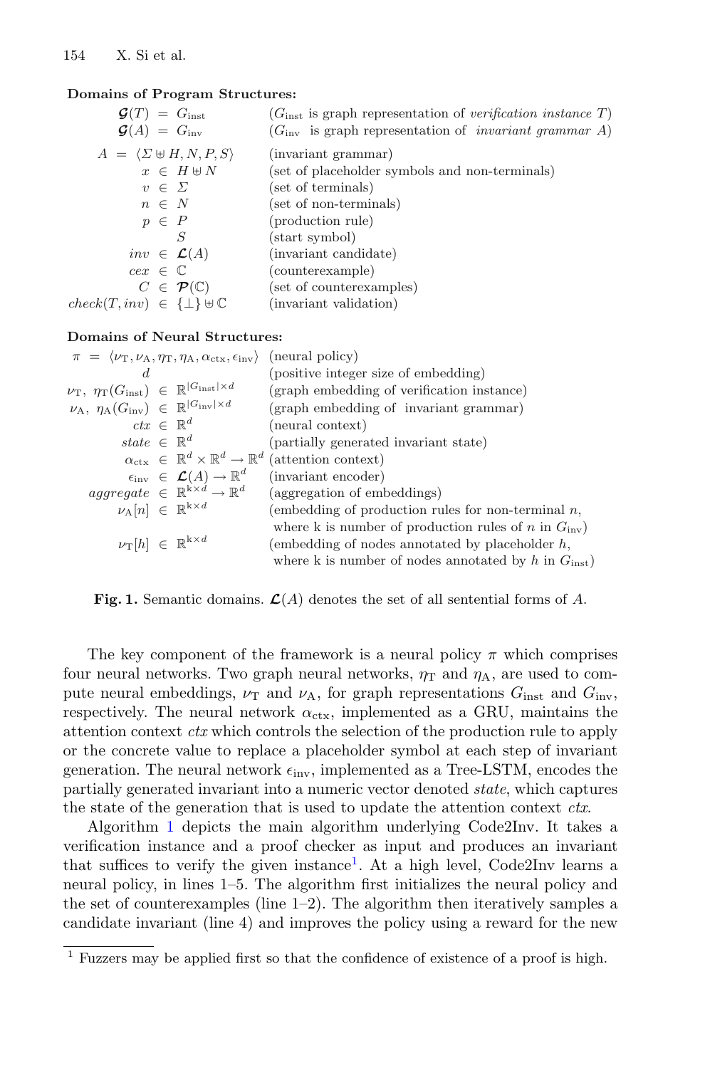**Domains of Program Structures:**

| | | |
|---|---|---|
| $\boldsymbol{\mathcal{G}}(T) = G_{\text{inst}}$ | | ($G_{\text{inst}}$ is graph representation of *verification instance* $T$) |
| $\boldsymbol{\mathcal{G}}(A) = G_{\text{inv}}$ | | ($G_{\text{inv}}$ is graph representation of *invariant grammar* $A$) |
| $A = \langle \Sigma \uplus H, N, P, S \rangle$ | | (invariant grammar) |
| $x \in H \uplus N$ | | (set of placeholder symbols and non-terminals) |
| $v \in \Sigma$ | | (set of terminals) |
| $n \in N$ | | (set of non-terminals) |
| $p \in P$ | | (production rule) |
| $S$ | | (start symbol) |
| $inv \in \boldsymbol{\mathcal{L}}(A)$ | | (invariant candidate) |
| $cex \in \mathbb{C}$ | | (counterexample) |
| $C \in \boldsymbol{\mathcal{P}}(\mathbb{C})$ | | (set of counterexamples) |
| $check(T, inv) \in \{\bot\} \uplus \mathbb{C}$ | | (invariant validation) |

**Domains of Neural Structures:**

| | |
|---|---|
| $\pi = \langle \nu_{\text{T}}, \nu_{\text{A}}, \eta_{\text{T}}, \eta_{\text{A}}, \alpha_{\text{ctx}}, \epsilon_{\text{inv}} \rangle$ | (neural policy) |
| $d$ | (positive integer size of embedding) |
| $\nu_{\text{T}},\ \eta_{\text{T}}(G_{\text{inst}}) \in \mathbb{R}^{\lvert G_{\text{inst}} \rvert \times d}$ | (graph embedding of verification instance) |
| $\nu_{\text{A}},\ \eta_{\text{A}}(G_{\text{inv}}) \in \mathbb{R}^{\lvert G_{\text{inv}} \rvert \times d}$ | (graph embedding of invariant grammar) |
| $ctx \in \mathbb{R}^d$ | (neural context) |
| $state \in \mathbb{R}^d$ | (partially generated invariant state) |
| $\alpha_{\text{ctx}} \in \mathbb{R}^d \times \mathbb{R}^d \rightarrow \mathbb{R}^d$ | (attention context) |
| $\epsilon_{\text{inv}} \in \boldsymbol{\mathcal{L}}(A) \rightarrow \mathbb{R}^d$ | (invariant encoder) |
| $aggregate \in \mathbb{R}^{\text{k} \times d} \rightarrow \mathbb{R}^d$ | (aggregation of embeddings) |
| $\nu_{\text{A}}[n] \in \mathbb{R}^{\text{k} \times d}$ | (embedding of production rules for non-terminal $n$, where k is number of production rules of $n$ in $G_{\text{inv}}$) |
| $\nu_{\text{T}}[h] \in \mathbb{R}^{\text{k} \times d}$ | (embedding of nodes annotated by placeholder $h$, where k is number of nodes annotated by $h$ in $G_{\text{inst}}$) |

**Fig. 1.** Semantic domains. $\boldsymbol{\mathcal{L}}(A)$ denotes the set of all sentential forms of $A$.

The key component of the framework is a neural policy $\pi$ which comprises four neural networks. Two graph neural networks, $\eta_{\text{T}}$ and $\eta_{\text{A}}$, are used to compute neural embeddings, $\nu_{\text{T}}$ and $\nu_{\text{A}}$, for graph representations $G_{\text{inst}}$ and $G_{\text{inv}}$, respectively. The neural network $\alpha_{\text{ctx}}$, implemented as a GRU, maintains the attention context *ctx* which controls the selection of the production rule to apply or the concrete value to replace a placeholder symbol at each step of invariant generation. The neural network $\epsilon_{\text{inv}}$, implemented as a Tree-LSTM, encodes the partially generated invariant into a numeric vector denoted *state*, which captures the state of the generation that is used to update the attention context *ctx*.

Algorithm 1 depicts the main algorithm underlying Code2Inv. It takes a verification instance and a proof checker as input and produces an invariant that suffices to verify the given instance[1]. At a high level, Code2Inv learns a neural policy, in lines 1–5. The algorithm first initializes the neural policy and the set of counterexamples (line 1–2). The algorithm then iteratively samples a candidate invariant (line 4) and improves the policy using a reward for the new

[1] Fuzzers may be applied first so that the confidence of existence of a proof is high.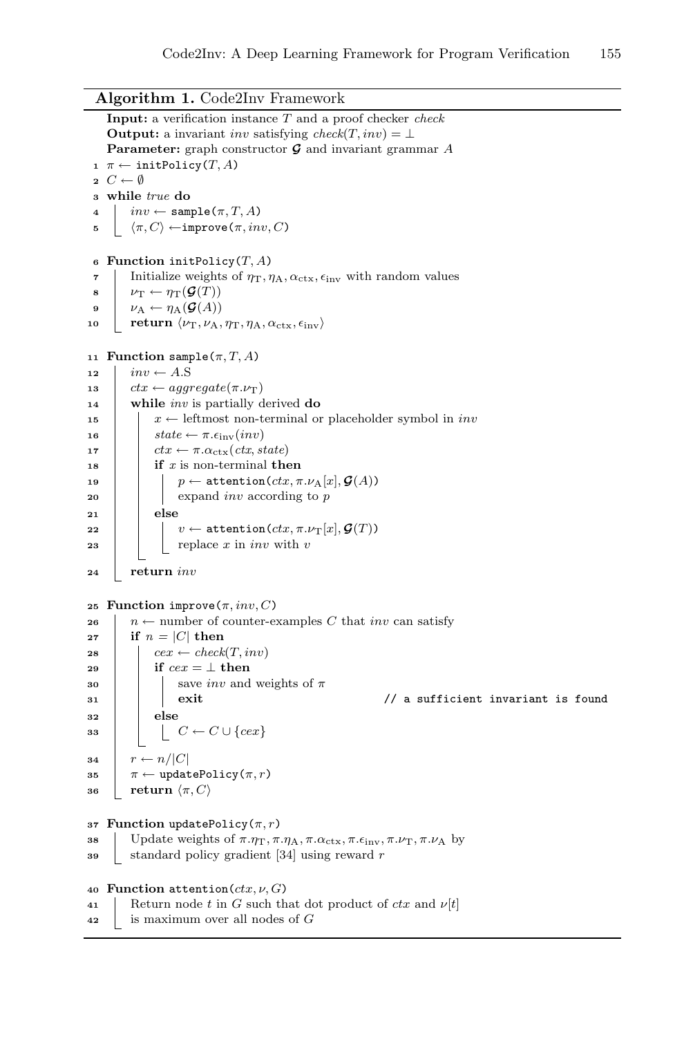**Algorithm 1.** Code2Inv Framework

```
Input: a verification instance T and a proof checker check
Output: a invariant inv satisfying check(T, inv) = ⊥
Parameter: graph constructor 𝓖 and invariant grammar A
1  π ← initPolicy(T, A)
2  C ← ∅
3  while true do
4  |   inv ← sample(π, T, A)
5  |   ⟨π, C⟩ ← improve(π, inv, C)

6  Function initPolicy(T, A)
7  |   Initialize weights of η_T, η_A, α_ctx, ϵ_inv with random values
8  |   ν_T ← η_T(𝓖(T))
9  |   ν_A ← η_A(𝓖(A))
10 |   return ⟨ν_T, ν_A, η_T, η_A, α_ctx, ϵ_inv⟩

11 Function sample(π, T, A)
12 |   inv ← A.S
13 |   ctx ← aggregate(π.ν_T)
14 |   while inv is partially derived do
15 |   |   x ← leftmost non-terminal or placeholder symbol in inv
16 |   |   state ← π.ϵ_inv(inv)
17 |   |   ctx ← π.α_ctx(ctx, state)
18 |   |   if x is non-terminal then
19 |   |   |   p ← attention(ctx, π.ν_A[x], 𝓖(A))
20 |   |   |   expand inv according to p
21 |   |   else
22 |   |   |   v ← attention(ctx, π.ν_T[x], 𝓖(T))
23 |   |   |   replace x in inv with v
24 |   return inv

25 Function improve(π, inv, C)
26 |   n ← number of counter-examples C that inv can satisfy
27 |   if n = |C| then
28 |   |   cex ← check(T, inv)
29 |   |   if cex = ⊥ then
30 |   |   |   save inv and weights of π
31 |   |   |   exit                              // a sufficient invariant is found
32 |   |   else
33 |   |   |   C ← C ∪ {cex}
34 |   r ← n/|C|
35 |   π ← updatePolicy(π, r)
36 |   return ⟨π, C⟩

37 Function updatePolicy(π, r)
38 |   Update weights of π.η_T, π.η_A, π.α_ctx, π.ϵ_inv, π.ν_T, π.ν_A by
39 |   standard policy gradient [34] using reward r

40 Function attention(ctx, ν, G)
41 |   Return node t in G such that dot product of ctx and ν[t]
42 |   is maximum over all nodes of G
```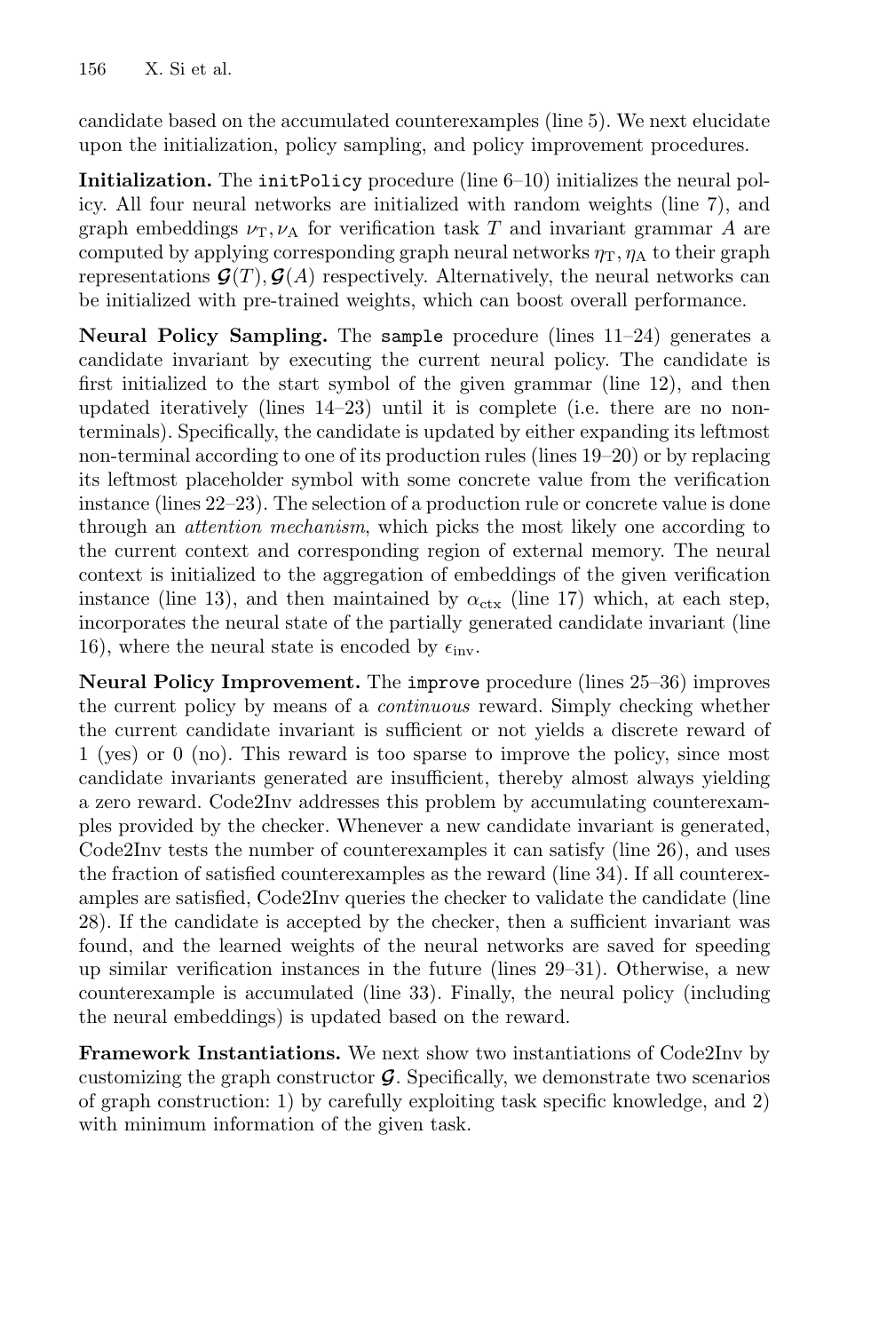candidate based on the accumulated counterexamples (line 5). We next elucidate upon the initialization, policy sampling, and policy improvement procedures.

**Initialization.** The `initPolicy` procedure (line 6–10) initializes the neural policy. All four neural networks are initialized with random weights (line 7), and graph embeddings $\nu_\text{T}, \nu_\text{A}$ for verification task $T$ and invariant grammar $A$ are computed by applying corresponding graph neural networks $\eta_\text{T}, \eta_\text{A}$ to their graph representations $\boldsymbol{\mathcal{G}}(T), \boldsymbol{\mathcal{G}}(A)$ respectively. Alternatively, the neural networks can be initialized with pre-trained weights, which can boost overall performance.

**Neural Policy Sampling.** The `sample` procedure (lines 11–24) generates a candidate invariant by executing the current neural policy. The candidate is first initialized to the start symbol of the given grammar (line 12), and then updated iteratively (lines 14–23) until it is complete (i.e. there are no non-terminals). Specifically, the candidate is updated by either expanding its leftmost non-terminal according to one of its production rules (lines 19–20) or by replacing its leftmost placeholder symbol with some concrete value from the verification instance (lines 22–23). The selection of a production rule or concrete value is done through an *attention mechanism*, which picks the most likely one according to the current context and corresponding region of external memory. The neural context is initialized to the aggregation of embeddings of the given verification instance (line 13), and then maintained by $\alpha_\text{ctx}$ (line 17) which, at each step, incorporates the neural state of the partially generated candidate invariant (line 16), where the neural state is encoded by $\epsilon_\text{inv}$.

**Neural Policy Improvement.** The `improve` procedure (lines 25–36) improves the current policy by means of a *continuous* reward. Simply checking whether the current candidate invariant is sufficient or not yields a discrete reward of 1 (yes) or 0 (no). This reward is too sparse to improve the policy, since most candidate invariants generated are insufficient, thereby almost always yielding a zero reward. Code2Inv addresses this problem by accumulating counterexamples provided by the checker. Whenever a new candidate invariant is generated, Code2Inv tests the number of counterexamples it can satisfy (line 26), and uses the fraction of satisfied counterexamples as the reward (line 34). If all counterexamples are satisfied, Code2Inv queries the checker to validate the candidate (line 28). If the candidate is accepted by the checker, then a sufficient invariant was found, and the learned weights of the neural networks are saved for speeding up similar verification instances in the future (lines 29–31). Otherwise, a new counterexample is accumulated (line 33). Finally, the neural policy (including the neural embeddings) is updated based on the reward.

**Framework Instantiations.** We next show two instantiations of Code2Inv by customizing the graph constructor $\boldsymbol{\mathcal{G}}$. Specifically, we demonstrate two scenarios of graph construction: 1) by carefully exploiting task specific knowledge, and 2) with minimum information of the given task.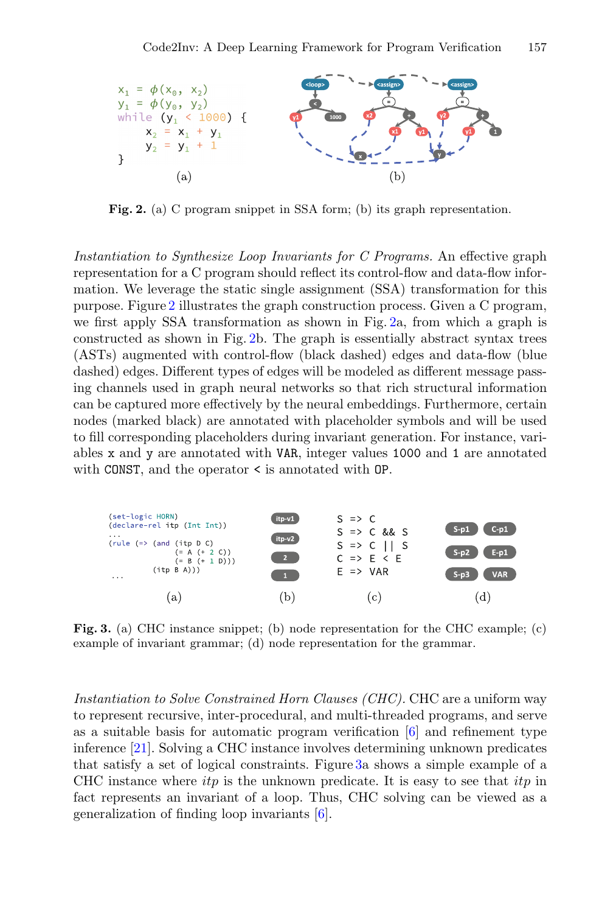```
x1 = φ(x0, x2)
y1 = φ(y0, y2)
while (y1 < 1000) {
    x2 = x1 + y1
    y2 = y1 + 1
}
```

(a)

(b)

**Fig. 2.** (a) C program snippet in SSA form; (b) its graph representation.

*Instantiation to Synthesize Loop Invariants for C Programs.* An effective graph representation for a C program should reflect its control-flow and data-flow information. We leverage the static single assignment (SSA) transformation for this purpose. Figure 2 illustrates the graph construction process. Given a C program, we first apply SSA transformation as shown in Fig. 2a, from which a graph is constructed as shown in Fig. 2b. The graph is essentially abstract syntax trees (ASTs) augmented with control-flow (black dashed) edges and data-flow (blue dashed) edges. Different types of edges will be modeled as different message passing channels used in graph neural networks so that rich structural information can be captured more effectively by the neural embeddings. Furthermore, certain nodes (marked black) are annotated with placeholder symbols and will be used to fill corresponding placeholders during invariant generation. For instance, variables `x` and `y` are annotated with `VAR`, integer values `1000` and `1` are annotated with `CONST`, and the operator `<` is annotated with `OP`.

```
(set-logic HORN)
(declare-rel itp (Int Int))
...
(rule (=> (and (itp D C)
              (= A (+ 2 C))
              (= B (+ 1 D)))
          (itp B A)))
...
```

(a)

(b)

```
S => C
S => C && S
S => C || S
C => E < E
E => VAR
```

(c)

(d)

**Fig. 3.** (a) CHC instance snippet; (b) node representation for the CHC example; (c) example of invariant grammar; (d) node representation for the grammar.

*Instantiation to Solve Constrained Horn Clauses (CHC).* CHC are a uniform way to represent recursive, inter-procedural, and multi-threaded programs, and serve as a suitable basis for automatic program verification [6] and refinement type inference [21]. Solving a CHC instance involves determining unknown predicates that satisfy a set of logical constraints. Figure 3a shows a simple example of a CHC instance where *itp* is the unknown predicate. It is easy to see that *itp* in fact represents an invariant of a loop. Thus, CHC solving can be viewed as a generalization of finding loop invariants [6].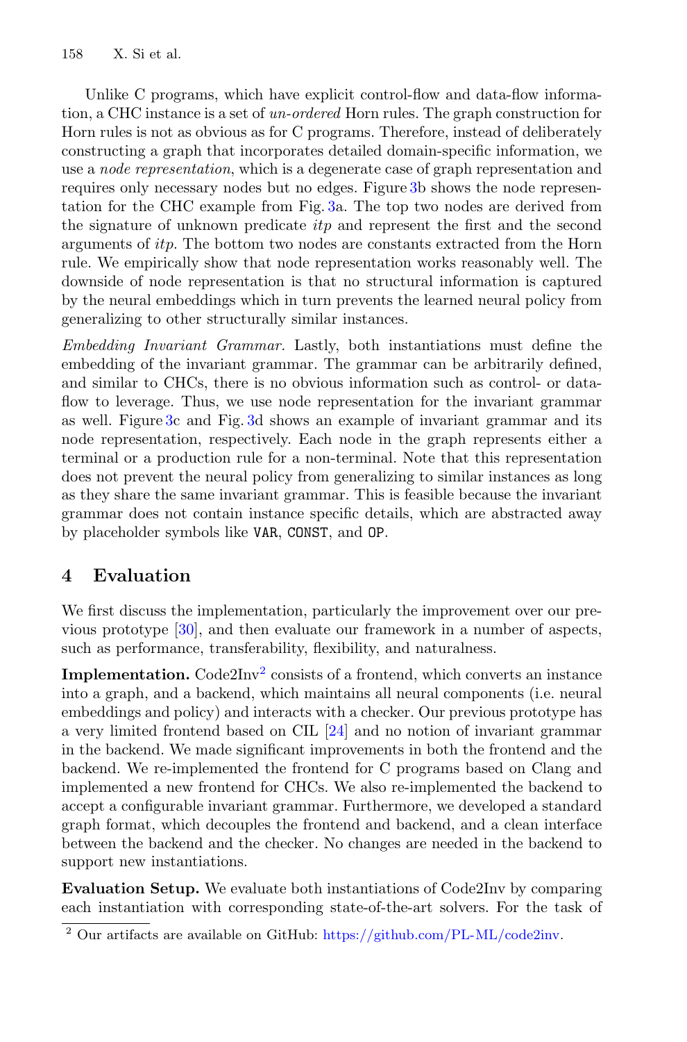Unlike C programs, which have explicit control-flow and data-flow information, a CHC instance is a set of *un-ordered* Horn rules. The graph construction for Horn rules is not as obvious as for C programs. Therefore, instead of deliberately constructing a graph that incorporates detailed domain-specific information, we use a *node representation*, which is a degenerate case of graph representation and requires only necessary nodes but no edges. Figure 3b shows the node representation for the CHC example from Fig. 3a. The top two nodes are derived from the signature of unknown predicate *itp* and represent the first and the second arguments of *itp*. The bottom two nodes are constants extracted from the Horn rule. We empirically show that node representation works reasonably well. The downside of node representation is that no structural information is captured by the neural embeddings which in turn prevents the learned neural policy from generalizing to other structurally similar instances.

*Embedding Invariant Grammar.* Lastly, both instantiations must define the embedding of the invariant grammar. The grammar can be arbitrarily defined, and similar to CHCs, there is no obvious information such as control- or data-flow to leverage. Thus, we use node representation for the invariant grammar as well. Figure 3c and Fig. 3d shows an example of invariant grammar and its node representation, respectively. Each node in the graph represents either a terminal or a production rule for a non-terminal. Note that this representation does not prevent the neural policy from generalizing to similar instances as long as they share the same invariant grammar. This is feasible because the invariant grammar does not contain instance specific details, which are abstracted away by placeholder symbols like `VAR`, `CONST`, and `OP`.

## 4 Evaluation

We first discuss the implementation, particularly the improvement over our previous prototype [30], and then evaluate our framework in a number of aspects, such as performance, transferability, flexibility, and naturalness.

**Implementation.** Code2Inv[2] consists of a frontend, which converts an instance into a graph, and a backend, which maintains all neural components (i.e. neural embeddings and policy) and interacts with a checker. Our previous prototype has a very limited frontend based on CIL [24] and no notion of invariant grammar in the backend. We made significant improvements in both the frontend and the backend. We re-implemented the frontend for C programs based on Clang and implemented a new frontend for CHCs. We also re-implemented the backend to accept a configurable invariant grammar. Furthermore, we developed a standard graph format, which decouples the frontend and backend, and a clean interface between the backend and the checker. No changes are needed in the backend to support new instantiations.

**Evaluation Setup.** We evaluate both instantiations of Code2Inv by comparing each instantiation with corresponding state-of-the-art solvers. For the task of

[2] Our artifacts are available on GitHub: https://github.com/PL-ML/code2inv.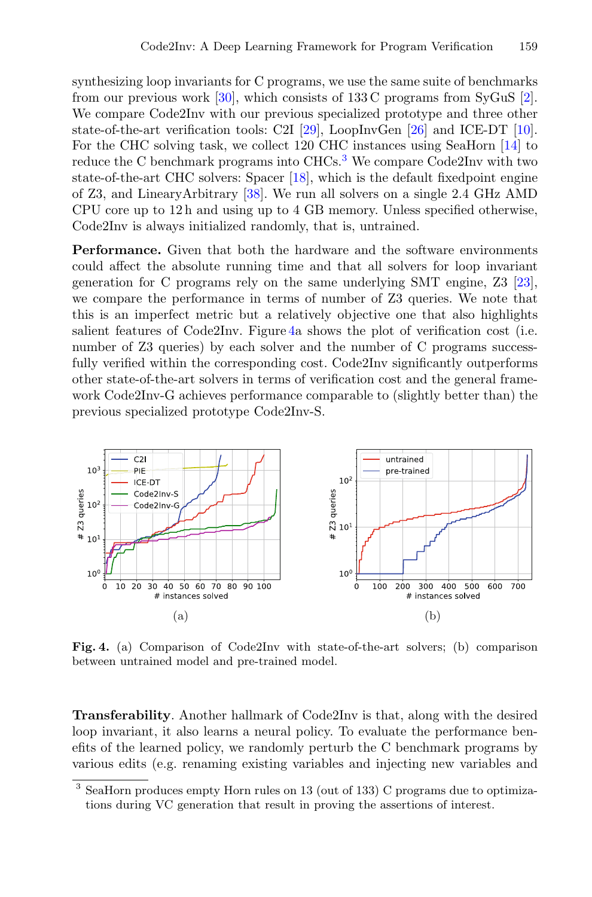synthesizing loop invariants for C programs, we use the same suite of benchmarks from our previous work [30], which consists of 133 C programs from SyGuS [2]. We compare Code2Inv with our previous specialized prototype and three other state-of-the-art verification tools: C2I [29], LoopInvGen [26] and ICE-DT [10]. For the CHC solving task, we collect 120 CHC instances using SeaHorn [14] to reduce the C benchmark programs into CHCs.[3] We compare Code2Inv with two state-of-the-art CHC solvers: Spacer [18], which is the default fixedpoint engine of Z3, and LinearyArbitrary [38]. We run all solvers on a single 2.4 GHz AMD CPU core up to 12 h and using up to 4 GB memory. Unless specified otherwise, Code2Inv is always initialized randomly, that is, untrained.

**Performance.** Given that both the hardware and the software environments could affect the absolute running time and that all solvers for loop invariant generation for C programs rely on the same underlying SMT engine, Z3 [23], we compare the performance in terms of number of Z3 queries. We note that this is an imperfect metric but a relatively objective one that also highlights salient features of Code2Inv. Figure 4a shows the plot of verification cost (i.e. number of Z3 queries) by each solver and the number of C programs successfully verified within the corresponding cost. Code2Inv significantly outperforms other state-of-the-art solvers in terms of verification cost and the general framework Code2Inv-G achieves performance comparable to (slightly better than) the previous specialized prototype Code2Inv-S.

**Fig. 4.** (a) Comparison of Code2Inv with state-of-the-art solvers; (b) comparison between untrained model and pre-trained model.

**Transferability**. Another hallmark of Code2Inv is that, along with the desired loop invariant, it also learns a neural policy. To evaluate the performance benefits of the learned policy, we randomly perturb the C benchmark programs by various edits (e.g. renaming existing variables and injecting new variables and

[3] SeaHorn produces empty Horn rules on 13 (out of 133) C programs due to optimizations during VC generation that result in proving the assertions of interest.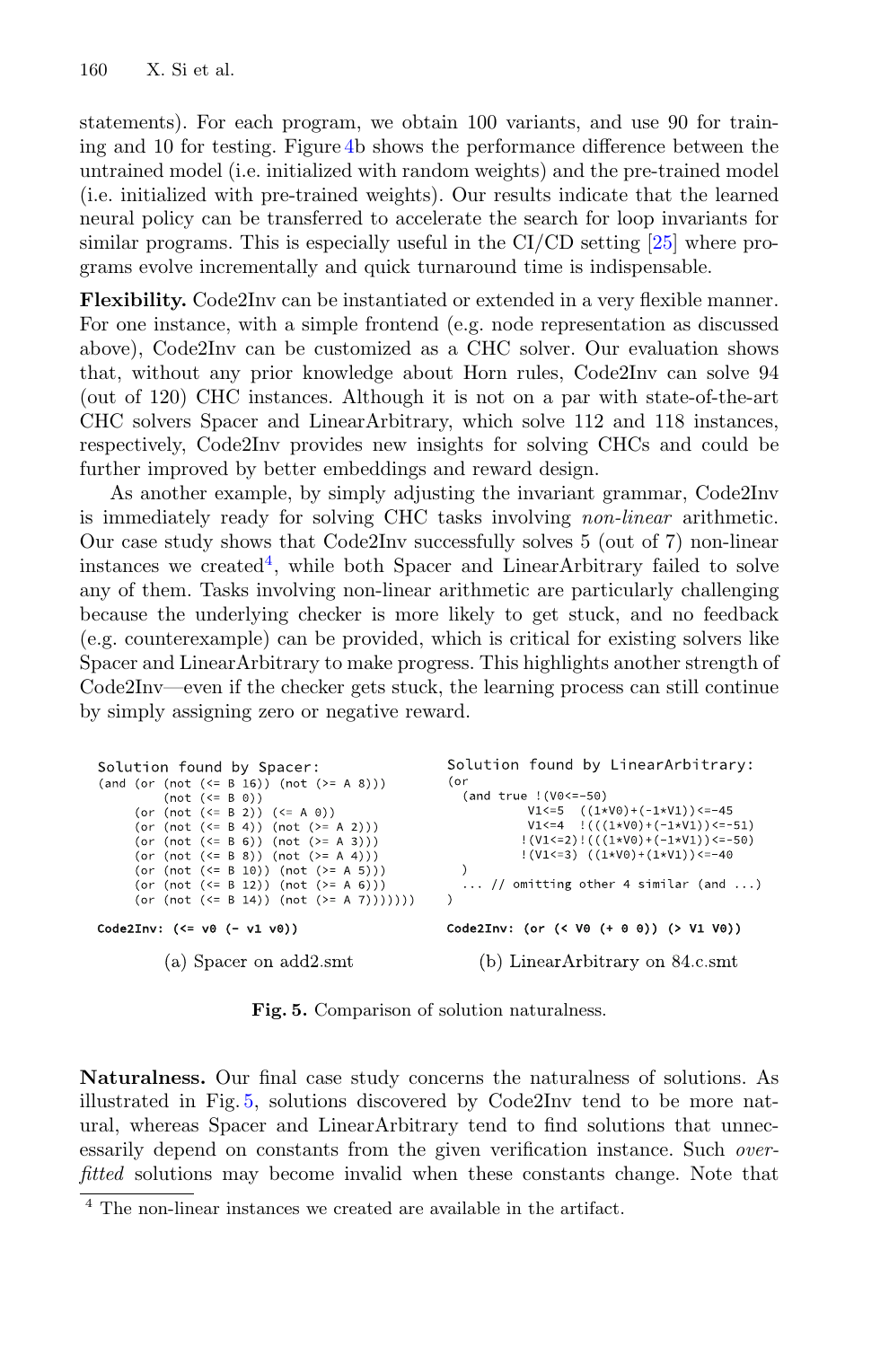statements). For each program, we obtain 100 variants, and use 90 for training and 10 for testing. Figure 4b shows the performance difference between the untrained model (i.e. initialized with random weights) and the pre-trained model (i.e. initialized with pre-trained weights). Our results indicate that the learned neural policy can be transferred to accelerate the search for loop invariants for similar programs. This is especially useful in the CI/CD setting [25] where programs evolve incrementally and quick turnaround time is indispensable.

**Flexibility.** Code2Inv can be instantiated or extended in a very flexible manner. For one instance, with a simple frontend (e.g. node representation as discussed above), Code2Inv can be customized as a CHC solver. Our evaluation shows that, without any prior knowledge about Horn rules, Code2Inv can solve 94 (out of 120) CHC instances. Although it is not on a par with state-of-the-art CHC solvers Spacer and LinearArbitrary, which solve 112 and 118 instances, respectively, Code2Inv provides new insights for solving CHCs and could be further improved by better embeddings and reward design.

As another example, by simply adjusting the invariant grammar, Code2Inv is immediately ready for solving CHC tasks involving *non-linear* arithmetic. Our case study shows that Code2Inv successfully solves 5 (out of 7) non-linear instances we created[4], while both Spacer and LinearArbitrary failed to solve any of them. Tasks involving non-linear arithmetic are particularly challenging because the underlying checker is more likely to get stuck, and no feedback (e.g. counterexample) can be provided, which is critical for existing solvers like Spacer and LinearArbitrary to make progress. This highlights another strength of Code2Inv—even if the checker gets stuck, the learning process can still continue by simply assigning zero or negative reward.

```
Solution found by Spacer:
(and (or (not (<= B 16)) (not (>= A 8)))
         (not (<= B 0))
     (or (not (<= B 2)) (<= A 0))
     (or (not (<= B 4)) (not (>= A 2)))
     (or (not (<= B 6)) (not (>= A 3)))
     (or (not (<= B 8)) (not (>= A 4)))
     (or (not (<= B 10)) (not (>= A 5)))
     (or (not (<= B 12)) (not (>= A 6)))
     (or (not (<= B 14)) (not (>= A 7)))))))

Code2Inv: (<= v0 (- v1 v0))
```

(a) Spacer on add2.smt

```
Solution found by LinearArbitrary:
(or
  (and true !(V0<=-50)
           V1<=5  ((1*V0)+(-1*V1))<=-45
           V1<=4  !(((1*V0)+(-1*V1))<=-51)
          !(V1<=2)!(((1*V0)+(-1*V1))<=-50)
          !(V1<=3) ((1*V0)+(1*V1))<=-40
  )
  ... // omitting other 4 similar (and ...)
)

Code2Inv: (or (< V0 (+ 0 0)) (> V1 V0))
```

(b) LinearArbitrary on 84.c.smt

**Fig. 5.** Comparison of solution naturalness.

**Naturalness.** Our final case study concerns the naturalness of solutions. As illustrated in Fig. 5, solutions discovered by Code2Inv tend to be more natural, whereas Spacer and LinearArbitrary tend to find solutions that unnecessarily depend on constants from the given verification instance. Such *overfitted* solutions may become invalid when these constants change. Note that

[4] The non-linear instances we created are available in the artifact.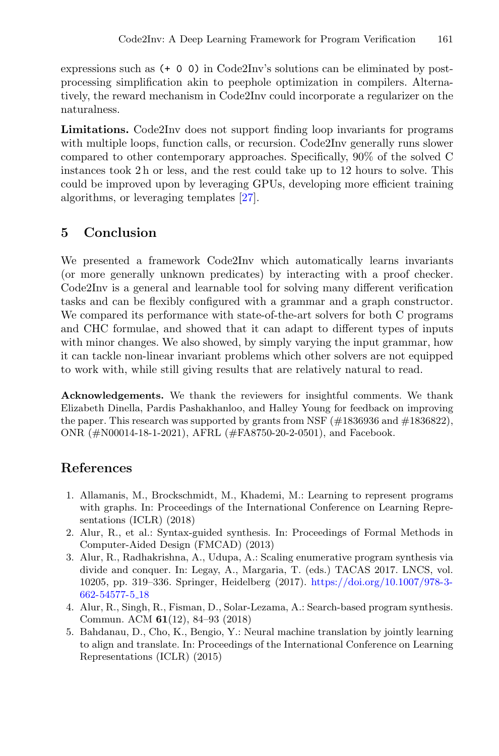expressions such as `(+ 0 0)` in Code2Inv's solutions can be eliminated by post-processing simplification akin to peephole optimization in compilers. Alternatively, the reward mechanism in Code2Inv could incorporate a regularizer on the naturalness.

**Limitations.** Code2Inv does not support finding loop invariants for programs with multiple loops, function calls, or recursion. Code2Inv generally runs slower compared to other contemporary approaches. Specifically, 90% of the solved C instances took 2 h or less, and the rest could take up to 12 hours to solve. This could be improved upon by leveraging GPUs, developing more efficient training algorithms, or leveraging templates [27].

## 5 Conclusion

We presented a framework Code2Inv which automatically learns invariants (or more generally unknown predicates) by interacting with a proof checker. Code2Inv is a general and learnable tool for solving many different verification tasks and can be flexibly configured with a grammar and a graph constructor. We compared its performance with state-of-the-art solvers for both C programs and CHC formulae, and showed that it can adapt to different types of inputs with minor changes. We also showed, by simply varying the input grammar, how it can tackle non-linear invariant problems which other solvers are not equipped to work with, while still giving results that are relatively natural to read.

**Acknowledgements.** We thank the reviewers for insightful comments. We thank Elizabeth Dinella, Pardis Pashakhanloo, and Halley Young for feedback on improving the paper. This research was supported by grants from NSF (#1836936 and #1836822), ONR (#N00014-18-1-2021), AFRL (#FA8750-20-2-0501), and Facebook.

## References

1. Allamanis, M., Brockschmidt, M., Khademi, M.: Learning to represent programs with graphs. In: Proceedings of the International Conference on Learning Representations (ICLR) (2018)
2. Alur, R., et al.: Syntax-guided synthesis. In: Proceedings of Formal Methods in Computer-Aided Design (FMCAD) (2013)
3. Alur, R., Radhakrishna, A., Udupa, A.: Scaling enumerative program synthesis via divide and conquer. In: Legay, A., Margaria, T. (eds.) TACAS 2017. LNCS, vol. 10205, pp. 319–336. Springer, Heidelberg (2017). https://doi.org/10.1007/978-3-662-54577-5_18
4. Alur, R., Singh, R., Fisman, D., Solar-Lezama, A.: Search-based program synthesis. Commun. ACM **61**(12), 84–93 (2018)
5. Bahdanau, D., Cho, K., Bengio, Y.: Neural machine translation by jointly learning to align and translate. In: Proceedings of the International Conference on Learning Representations (ICLR) (2015)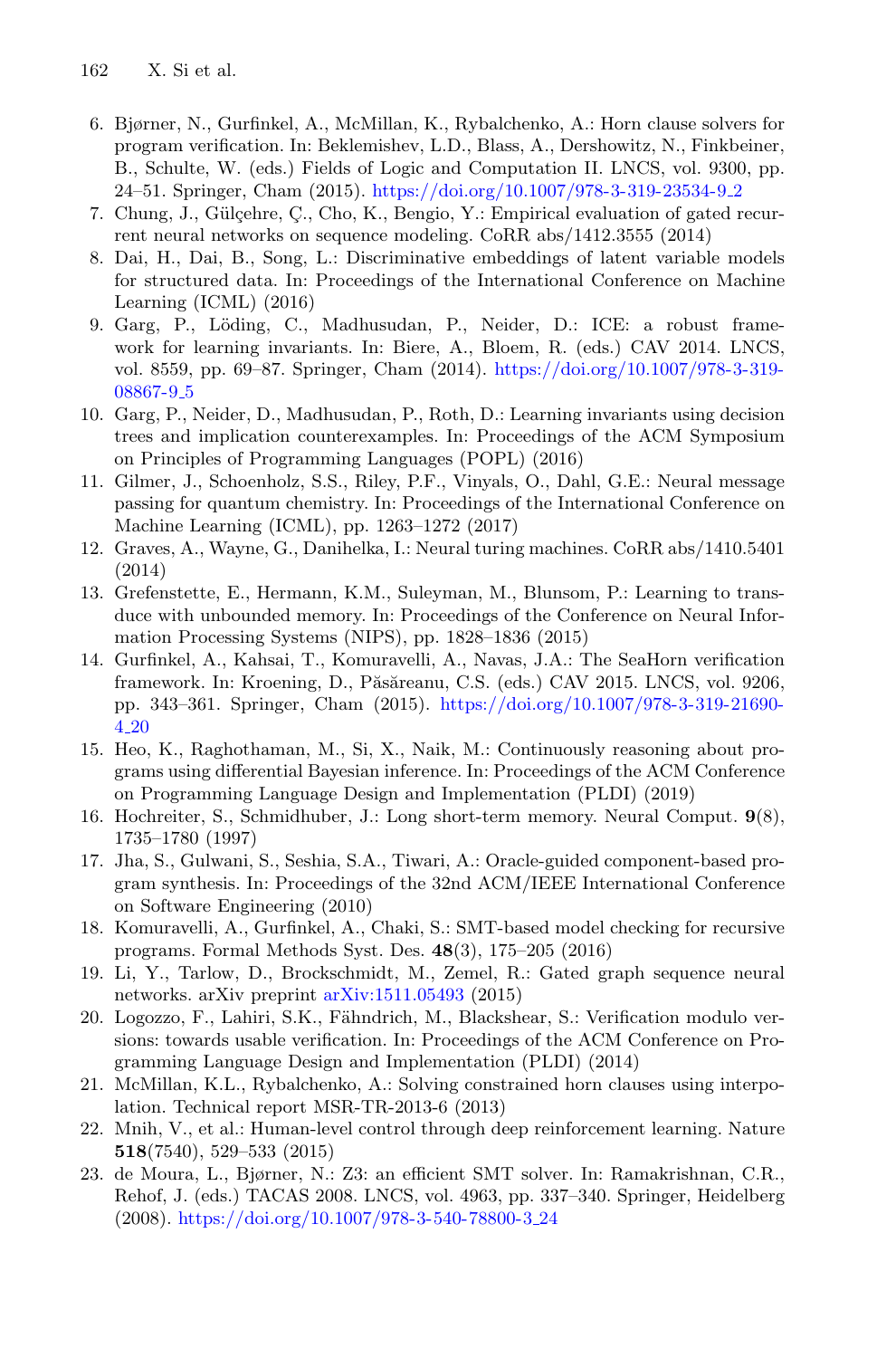6. Bjørner, N., Gurfinkel, A., McMillan, K., Rybalchenko, A.: Horn clause solvers for program verification. In: Beklemishev, L.D., Blass, A., Dershowitz, N., Finkbeiner, B., Schulte, W. (eds.) Fields of Logic and Computation II. LNCS, vol. 9300, pp. 24–51. Springer, Cham (2015). https://doi.org/10.1007/978-3-319-23534-9_2
7. Chung, J., Gülçehre, Ç., Cho, K., Bengio, Y.: Empirical evaluation of gated recurrent neural networks on sequence modeling. CoRR abs/1412.3555 (2014)
8. Dai, H., Dai, B., Song, L.: Discriminative embeddings of latent variable models for structured data. In: Proceedings of the International Conference on Machine Learning (ICML) (2016)
9. Garg, P., Löding, C., Madhusudan, P., Neider, D.: ICE: a robust framework for learning invariants. In: Biere, A., Bloem, R. (eds.) CAV 2014. LNCS, vol. 8559, pp. 69–87. Springer, Cham (2014). https://doi.org/10.1007/978-3-319-08867-9_5
10. Garg, P., Neider, D., Madhusudan, P., Roth, D.: Learning invariants using decision trees and implication counterexamples. In: Proceedings of the ACM Symposium on Principles of Programming Languages (POPL) (2016)
11. Gilmer, J., Schoenholz, S.S., Riley, P.F., Vinyals, O., Dahl, G.E.: Neural message passing for quantum chemistry. In: Proceedings of the International Conference on Machine Learning (ICML), pp. 1263–1272 (2017)
12. Graves, A., Wayne, G., Danihelka, I.: Neural turing machines. CoRR abs/1410.5401 (2014)
13. Grefenstette, E., Hermann, K.M., Suleyman, M., Blunsom, P.: Learning to transduce with unbounded memory. In: Proceedings of the Conference on Neural Information Processing Systems (NIPS), pp. 1828–1836 (2015)
14. Gurfinkel, A., Kahsai, T., Komuravelli, A., Navas, J.A.: The SeaHorn verification framework. In: Kroening, D., Păsăreanu, C.S. (eds.) CAV 2015. LNCS, vol. 9206, pp. 343–361. Springer, Cham (2015). https://doi.org/10.1007/978-3-319-21690-4_20
15. Heo, K., Raghothaman, M., Si, X., Naik, M.: Continuously reasoning about programs using differential Bayesian inference. In: Proceedings of the ACM Conference on Programming Language Design and Implementation (PLDI) (2019)
16. Hochreiter, S., Schmidhuber, J.: Long short-term memory. Neural Comput. **9**(8), 1735–1780 (1997)
17. Jha, S., Gulwani, S., Seshia, S.A., Tiwari, A.: Oracle-guided component-based program synthesis. In: Proceedings of the 32nd ACM/IEEE International Conference on Software Engineering (2010)
18. Komuravelli, A., Gurfinkel, A., Chaki, S.: SMT-based model checking for recursive programs. Formal Methods Syst. Des. **48**(3), 175–205 (2016)
19. Li, Y., Tarlow, D., Brockschmidt, M., Zemel, R.: Gated graph sequence neural networks. arXiv preprint arXiv:1511.05493 (2015)
20. Logozzo, F., Lahiri, S.K., Fähndrich, M., Blackshear, S.: Verification modulo versions: towards usable verification. In: Proceedings of the ACM Conference on Programming Language Design and Implementation (PLDI) (2014)
21. McMillan, K.L., Rybalchenko, A.: Solving constrained horn clauses using interpolation. Technical report MSR-TR-2013-6 (2013)
22. Mnih, V., et al.: Human-level control through deep reinforcement learning. Nature **518**(7540), 529–533 (2015)
23. de Moura, L., Bjørner, N.: Z3: an efficient SMT solver. In: Ramakrishnan, C.R., Rehof, J. (eds.) TACAS 2008. LNCS, vol. 4963, pp. 337–340. Springer, Heidelberg (2008). https://doi.org/10.1007/978-3-540-78800-3_24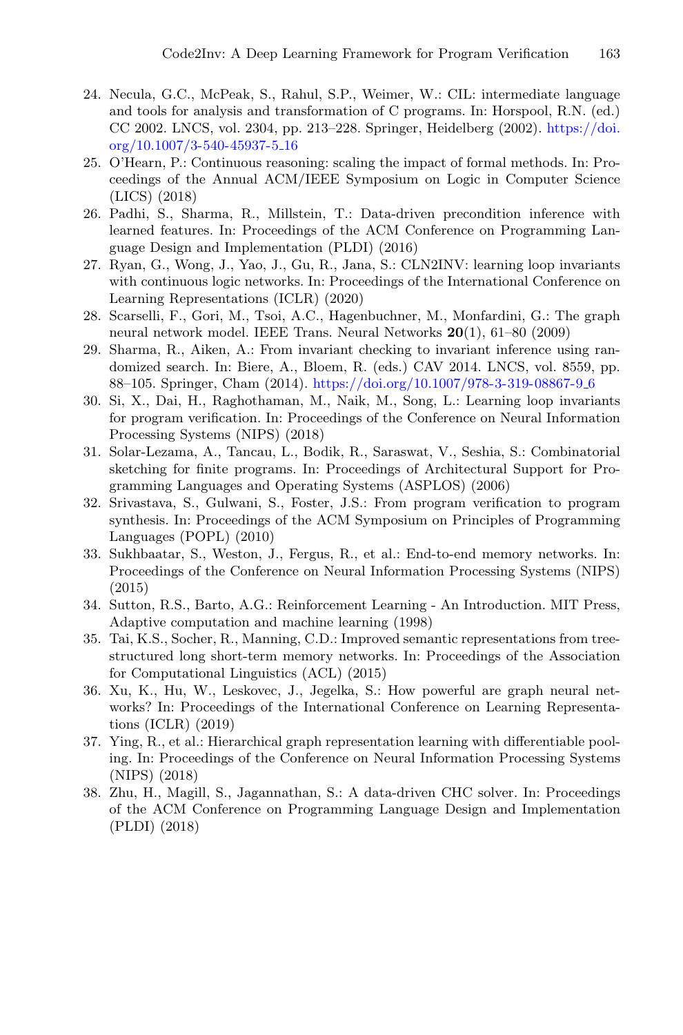24. Necula, G.C., McPeak, S., Rahul, S.P., Weimer, W.: CIL: intermediate language and tools for analysis and transformation of C programs. In: Horspool, R.N. (ed.) CC 2002. LNCS, vol. 2304, pp. 213–228. Springer, Heidelberg (2002). https://doi.org/10.1007/3-540-45937-5_16
25. O'Hearn, P.: Continuous reasoning: scaling the impact of formal methods. In: Proceedings of the Annual ACM/IEEE Symposium on Logic in Computer Science (LICS) (2018)
26. Padhi, S., Sharma, R., Millstein, T.: Data-driven precondition inference with learned features. In: Proceedings of the ACM Conference on Programming Language Design and Implementation (PLDI) (2016)
27. Ryan, G., Wong, J., Yao, J., Gu, R., Jana, S.: CLN2INV: learning loop invariants with continuous logic networks. In: Proceedings of the International Conference on Learning Representations (ICLR) (2020)
28. Scarselli, F., Gori, M., Tsoi, A.C., Hagenbuchner, M., Monfardini, G.: The graph neural network model. IEEE Trans. Neural Networks **20**(1), 61–80 (2009)
29. Sharma, R., Aiken, A.: From invariant checking to invariant inference using randomized search. In: Biere, A., Bloem, R. (eds.) CAV 2014. LNCS, vol. 8559, pp. 88–105. Springer, Cham (2014). https://doi.org/10.1007/978-3-319-08867-9_6
30. Si, X., Dai, H., Raghothaman, M., Naik, M., Song, L.: Learning loop invariants for program verification. In: Proceedings of the Conference on Neural Information Processing Systems (NIPS) (2018)
31. Solar-Lezama, A., Tancau, L., Bodik, R., Saraswat, V., Seshia, S.: Combinatorial sketching for finite programs. In: Proceedings of Architectural Support for Programming Languages and Operating Systems (ASPLOS) (2006)
32. Srivastava, S., Gulwani, S., Foster, J.S.: From program verification to program synthesis. In: Proceedings of the ACM Symposium on Principles of Programming Languages (POPL) (2010)
33. Sukhbaatar, S., Weston, J., Fergus, R., et al.: End-to-end memory networks. In: Proceedings of the Conference on Neural Information Processing Systems (NIPS) (2015)
34. Sutton, R.S., Barto, A.G.: Reinforcement Learning - An Introduction. MIT Press, Adaptive computation and machine learning (1998)
35. Tai, K.S., Socher, R., Manning, C.D.: Improved semantic representations from tree-structured long short-term memory networks. In: Proceedings of the Association for Computational Linguistics (ACL) (2015)
36. Xu, K., Hu, W., Leskovec, J., Jegelka, S.: How powerful are graph neural networks? In: Proceedings of the International Conference on Learning Representations (ICLR) (2019)
37. Ying, R., et al.: Hierarchical graph representation learning with differentiable pooling. In: Proceedings of the Conference on Neural Information Processing Systems (NIPS) (2018)
38. Zhu, H., Magill, S., Jagannathan, S.: A data-driven CHC solver. In: Proceedings of the ACM Conference on Programming Language Design and Implementation (PLDI) (2018)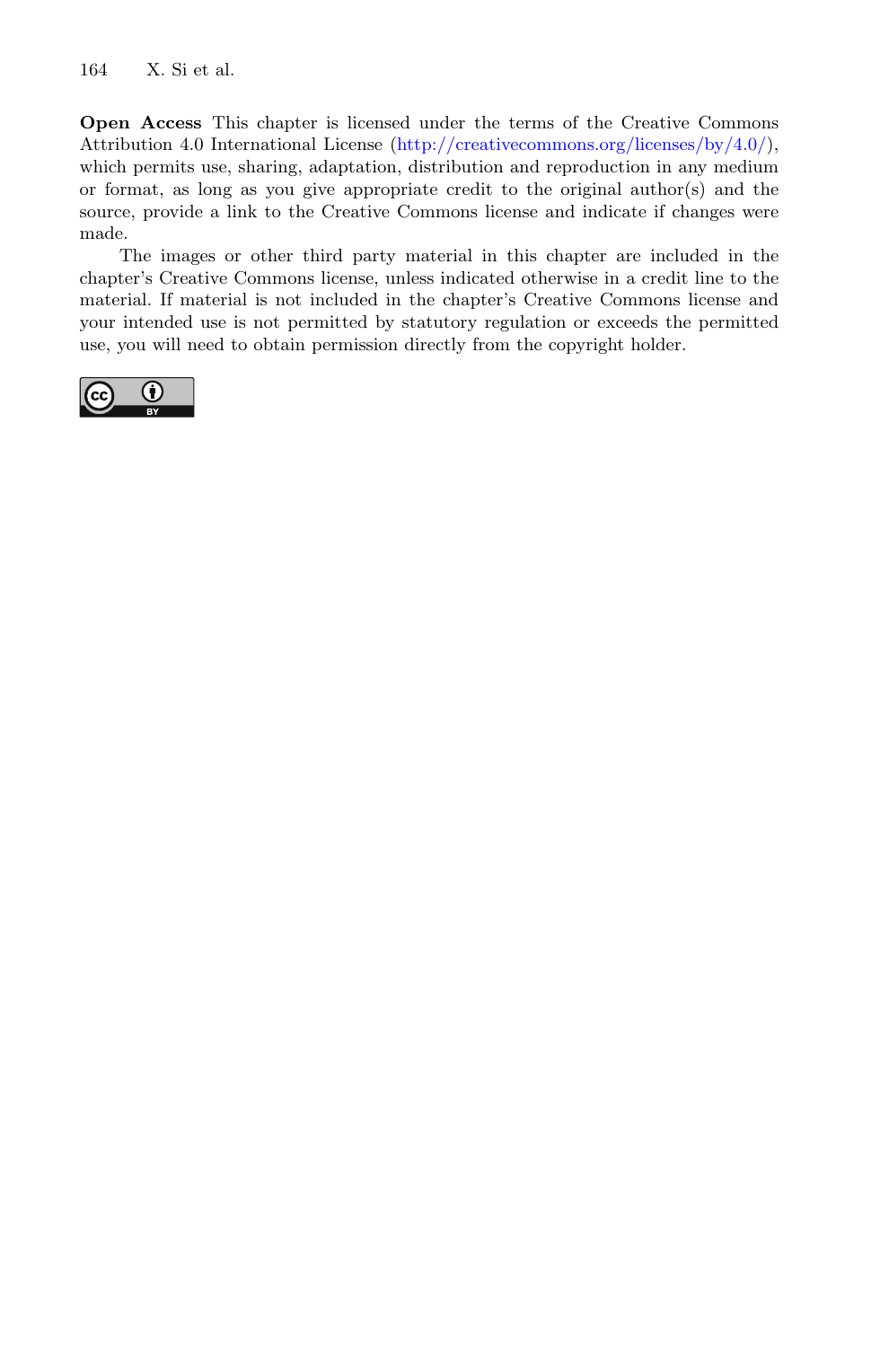**Open Access** This chapter is licensed under the terms of the Creative Commons Attribution 4.0 International License (http://creativecommons.org/licenses/by/4.0/), which permits use, sharing, adaptation, distribution and reproduction in any medium or format, as long as you give appropriate credit to the original author(s) and the source, provide a link to the Creative Commons license and indicate if changes were made.

The images or other third party material in this chapter are included in the chapter's Creative Commons license, unless indicated otherwise in a credit line to the material. If material is not included in the chapter's Creative Commons license and your intended use is not permitted by statutory regulation or exceeds the permitted use, you will need to obtain permission directly from the copyright holder.